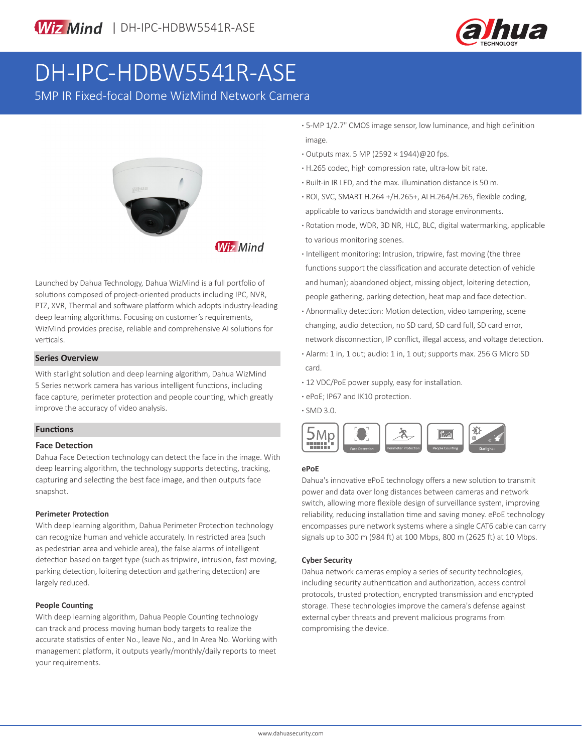# DH-IPC-HDBW5541R-ASE

5MP IR Fixed-focal Dome WizMind Network Camera

Launched by Dahua Technology, Dahua WizMind is a full portfolio of solutions composed of project-oriented products including IPC, NVR, PTZ, XVR, Thermal and software platform which adopts industry-leading deep learning algorithms. Focusing on customer's requirements, WizMind provides precise, reliable and comprehensive AI solutions for verticals.

## Series Overview

With starlight solution and deep learning algorithm, Dahua WizMind 5 Series network camera has various intelligent functions, including face capture, perimeter protection and people counting, which greatly improve the accuracy of video analysis.

## Functions

### Face Detection

Dahua Face Detection technology can detect the face in the image. With deep learning algorithm, the technology supports detecting, tracking, capturing and selecting the best face image, and then outputs face snapshot.

#### Perimeter Protection

With deep learning algorithm, Dahua Perimeter Protection technology can recognize human and vehicle accurately. In restricted area (such as pedestrian area and vehicle area), the false alarms of intelligent detection based on target type (such as tripwire, intrusion, fast moving, parking detection, loitering detection and gathering detection) are largely reduced.

#### People Counting

With deep learning algorithm, Dahua People Counting technology can track and process moving human body targets to realize the accurate statistics of enter No., leave No., and In Area No. Working with management platform, it outputs yearly/monthly/daily reports to meet your requirements.

- 5-MP 1/2.7" CMOS image sensor, low luminance, and high definition image.
- Outputs max. 5 MP (2592 × 1944)@20 fps.
- H.265 codec, high compression rate, ultra-low bit rate.
- Built-in IR LED, and the max. illumination distance is 50 m.
- ROI, SVC, SMART H.264 +/H.265+, AI H.264/H.265, flexible coding, applicable to various bandwidth and storage environments.
- Rotation mode, WDR, 3D NR, HLC, BLC, digital watermarking, applicable to various monitoring scenes.
- Intelligent monitoring: Intrusion, tripwire, fast moving (the three functions support the classification and accurate detection of vehicle and human); abandoned object, missing object, loitering detection, people gathering, parking detection, heat map and face detection.
- Abnormality detection: Motion detection, video tampering, scene changing, audio detection, no SD card, SD card full, SD card error, network disconnection, IP conflict, illegal access, and voltage detection.
- Alarm: 1 in, 1 out; audio: 1 in, 1 out; supports max. 256 G Micro SD card.
- 12 VDC/PoE power supply, easy for installation.
- ePoE; IP67 and IK10 protection.
- SMD 3.0.

5Mp | Face Detection | Perimeter Protection | People Counting | Starlight+

#### ePoE

Dahua's innovative ePoE technology offers a new solution to transmit power and data over long distances between cameras and network switch, allowing more flexible design of surveillance system, improving reliability, reducing installation time and saving money. ePoE technology encompasses pure network systems where a single CAT6 cable can carry signals up to 300 m (984 ft) at 100 Mbps, 800 m (2625 ft) at 10 Mbps.

#### Cyber Security

Dahua network cameras employ a series of security technologies, including security authentication and authorization, access control protocols, trusted protection, encrypted transmission and encrypted storage. These technologies improve the camera's defense against external cyber threats and prevent malicious programs from compromising the device.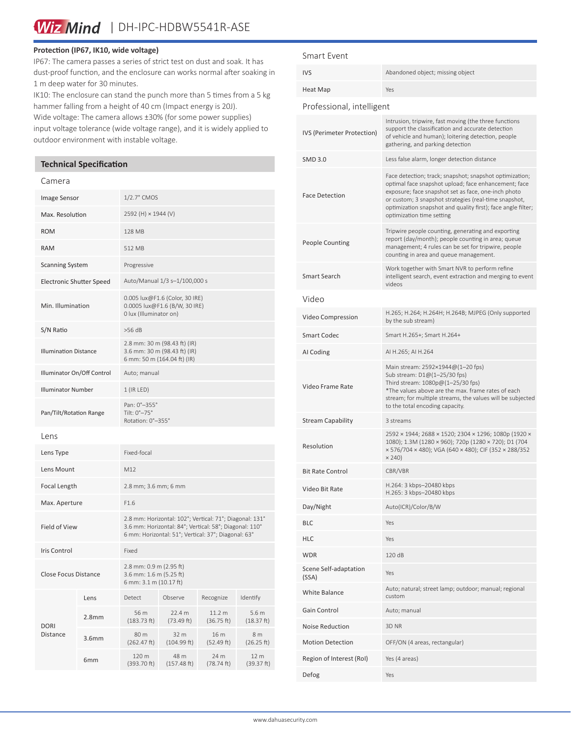### Protection (IP67, IK10, wide voltage)

IP67: The camera passes a series of strict test on dust and soak. It has dust-proof function, and the enclosure can works normal after soaking in 1 m deep water for 30 minutes.

IK10: The enclosure can stand the punch more than 5 times from a 5 kg hammer falling from a height of 40 cm (Impact energy is 20J).

Wide voltage: The camera allows ±30% (for some power supplies) input voltage tolerance (wide voltage range), and it is widely applied to outdoor environment with instable voltage.

## Technical Specification

### Camera

| | |
|---|---|
| Image Sensor | 1/2.7" CMOS |
| Max. Resolution | 2592 (H) × 1944 (V) |
| ROM | 128 MB |
| RAM | 512 MB |
| Scanning System | Progressive |
| Electronic Shutter Speed | Auto/Manual 1/3 s–1/100,000 s |
| Min. Illumination | 0.005 lux@F1.6 (Color, 30 IRE)<br>0.0005 lux@F1.6 (B/W, 30 IRE)<br>0 lux (Illuminator on) |
| S/N Ratio | >56 dB |
| Illumination Distance | 2.8 mm: 30 m (98.43 ft) (IR)<br>3.6 mm: 30 m (98.43 ft) (IR)<br>6 mm: 50 m (164.04 ft) (IR) |
| Illuminator On/Off Control | Auto; manual |
| Illuminator Number | 1 (IR LED) |
| Pan/Tilt/Rotation Range | Pan: 0°–355°<br>Tilt: 0°–75°<br>Rotation: 0°–355° |

### Lens

| | |
|---|---|
| Lens Type | Fixed-focal |
| Lens Mount | M12 |
| Focal Length | 2.8 mm; 3.6 mm; 6 mm |
| Max. Aperture | F1.6 |
| Field of View | 2.8 mm: Horizontal: 102°; Vertical: 71°; Diagonal: 131°<br>3.6 mm: Horizontal: 84°; Vertical: 58°; Diagonal: 110°<br>6 mm: Horizontal: 51°; Vertical: 37°; Diagonal: 63° |
| Iris Control | Fixed |
| Close Focus Distance | 2.8 mm: 0.9 m (2.95 ft)<br>3.6 mm: 1.6 m (5.25 ft)<br>6 mm: 3.1 m (10.17 ft) |

| DORI Distance | Lens | Detect | Observe | Recognize | Identify |
|---|---|---|---|---|---|
| | 2.8mm | 56 m (183.73 ft) | 22.4 m (73.49 ft) | 11.2 m (36.75 ft) | 5.6 m (18.37 ft) |
| | 3.6mm | 80 m (262.47 ft) | 32 m (104.99 ft) | 16 m (52.49 ft) | 8 m (26.25 ft) |
| | 6mm | 120 m (393.70 ft) | 48 m (157.48 ft) | 24 m (78.74 ft) | 12 m (39.37 ft) |

### Smart Event

| | |
|---|---|
| IVS | Abandoned object; missing object |
| Heat Map | Yes |

### Professional, intelligent

| | |
|---|---|
| IVS (Perimeter Protection) | Intrusion, tripwire, fast moving (the three functions support the classification and accurate detection of vehicle and human); loitering detection, people gathering, and parking detection |
| SMD 3.0 | Less false alarm, longer detection distance |
| Face Detection | Face detection; track; snapshot; snapshot optimization; optimal face snapshot upload; face enhancement; face exposure; face snapshot set as face, one-inch photo or custom; 3 snapshot strategies (real-time snapshot, optimization snapshot and quality first); face angle filter; optimization time setting |
| People Counting | Tripwire people counting, generating and exporting report (day/month); people counting in area; queue management; 4 rules can be set for tripwire, people counting in area and queue management. |
| Smart Search | Work together with Smart NVR to perform refine intelligent search, event extraction and merging to event videos |

### Video

| | |
|---|---|
| Video Compression | H.265; H.264; H.264H; H.264B; MJPEG (Only supported by the sub stream) |
| Smart Codec | Smart H.265+; Smart H.264+ |
| AI Coding | AI H.265; AI H.264 |
| Video Frame Rate | Main stream: 2592×1944@(1–20 fps)<br>Sub stream: D1@(1–25/30 fps)<br>Third stream: 1080p@(1–25/30 fps)<br>*The values above are the max. frame rates of each stream; for multiple streams, the values will be subjected to the total encoding capacity. |
| Stream Capability | 3 streams |
| Resolution | 2592 × 1944; 2688 × 1520; 2304 × 1296; 1080p (1920 × 1080); 1.3M (1280 × 960); 720p (1280 × 720); D1 (704 × 576/704 × 480); VGA (640 × 480); CIF (352 × 288/352 × 240) |
| Bit Rate Control | CBR/VBR |
| Video Bit Rate | H.264: 3 kbps–20480 kbps<br>H.265: 3 kbps–20480 kbps |
| Day/Night | Auto(ICR)/Color/B/W |
| BLC | Yes |
| HLC | Yes |
| WDR | 120 dB |
| Scene Self-adaptation (SSA) | Yes |
| White Balance | Auto; natural; street lamp; outdoor; manual; regional custom |
| Gain Control | Auto; manual |
| Noise Reduction | 3D NR |
| Motion Detection | OFF/ON (4 areas, rectangular) |
| Region of Interest (RoI) | Yes (4 areas) |
| Defog | Yes |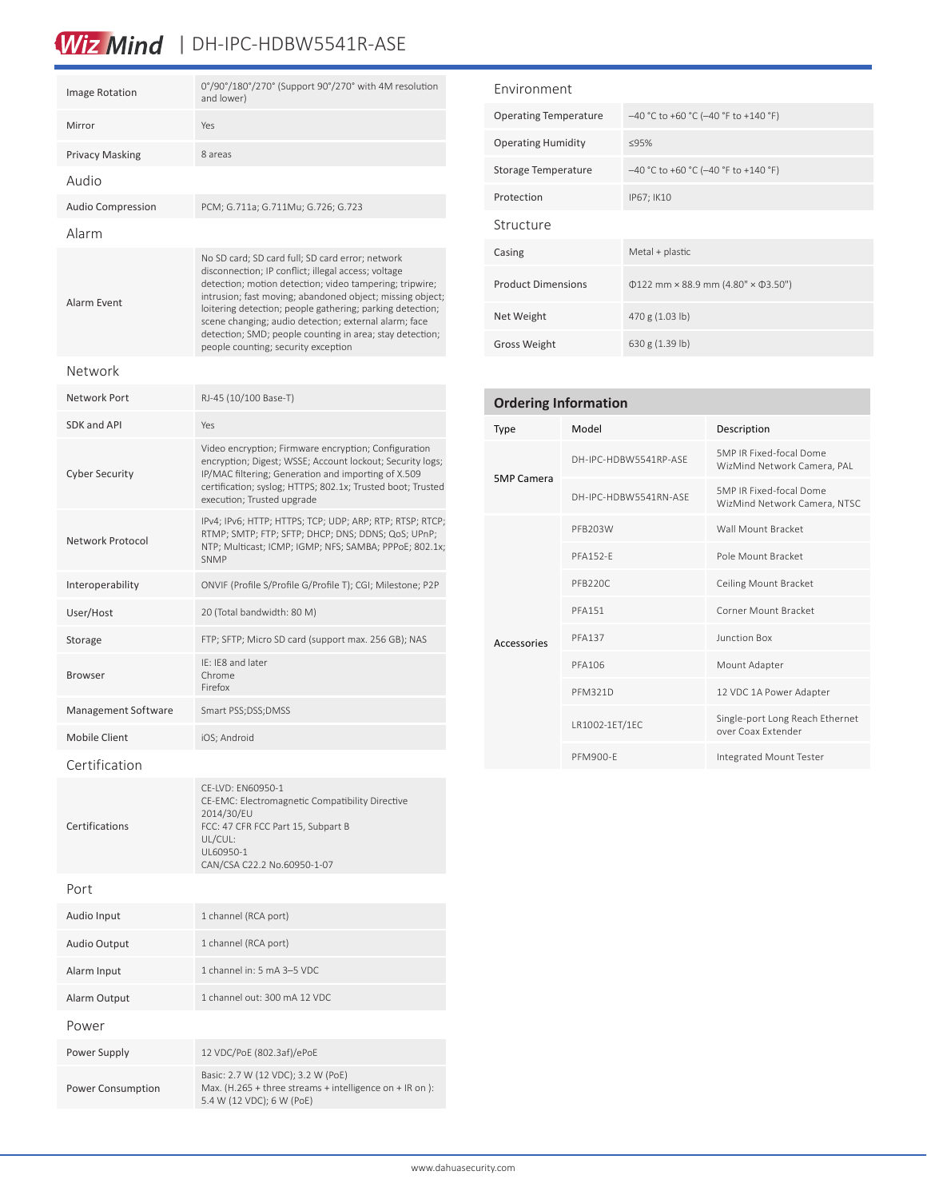| | |
|---|---|
| Image Rotation | 0°/90°/180°/270° (Support 90°/270° with 4M resolution and lower) |
| Mirror | Yes |
| Privacy Masking | 8 areas |

## Audio

| | |
|---|---|
| Audio Compression | PCM; G.711a; G.711Mu; G.726; G.723 |

## Alarm

| | |
|---|---|
| Alarm Event | No SD card; SD card full; SD card error; network disconnection; IP conflict; illegal access; voltage detection; motion detection; video tampering; tripwire; intrusion; fast moving; abandoned object; missing object; loitering detection; people gathering; parking detection; scene changing; audio detection; external alarm; face detection; SMD; people counting in area; stay detection; people counting; security exception |

## Network

| | |
|---|---|
| Network Port | RJ-45 (10/100 Base-T) |
| SDK and API | Yes |
| Cyber Security | Video encryption; Firmware encryption; Configuration encryption; Digest; WSSE; Account lockout; Security logs; IP/MAC filtering; Generation and importing of X.509 certification; syslog; HTTPS; 802.1x; Trusted boot; Trusted execution; Trusted upgrade |
| Network Protocol | IPv4; IPv6; HTTP; HTTPS; TCP; UDP; ARP; RTP; RTSP; RTCP; RTMP; SMTP; FTP; SFTP; DHCP; DNS; DDNS; QoS; UPnP; NTP; Multicast; ICMP; IGMP; NFS; SAMBA; PPPoE; 802.1x; SNMP |
| Interoperability | ONVIF (Profile S/Profile G/Profile T); CGI; Milestone; P2P |
| User/Host | 20 (Total bandwidth: 80 M) |
| Storage | FTP; SFTP; Micro SD card (support max. 256 GB); NAS |
| Browser | IE: IE8 and later<br>Chrome<br>Firefox |
| Management Software | Smart PSS;DSS;DMSS |
| Mobile Client | iOS; Android |

## Certification

| | |
|---|---|
| Certifications | CE-LVD: EN60950-1<br>CE-EMC: Electromagnetic Compatibility Directive 2014/30/EU<br>FCC: 47 CFR FCC Part 15, Subpart B<br>UL/CUL:<br>UL60950-1<br>CAN/CSA C22.2 No.60950-1-07 |

## Port

| | |
|---|---|
| Audio Input | 1 channel (RCA port) |
| Audio Output | 1 channel (RCA port) |
| Alarm Input | 1 channel in: 5 mA 3–5 VDC |
| Alarm Output | 1 channel out: 300 mA 12 VDC |

## Power

| | |
|---|---|
| Power Supply | 12 VDC/PoE (802.3af)/ePoE |
| Power Consumption | Basic: 2.7 W (12 VDC); 3.2 W (PoE)<br>Max. (H.265 + three streams + intelligence on + IR on ): 5.4 W (12 VDC); 6 W (PoE) |

## Environment

| | |
|---|---|
| Operating Temperature | –40 °C to +60 °C (–40 °F to +140 °F) |
| Operating Humidity | ≤95% |
| Storage Temperature | –40 °C to +60 °C (–40 °F to +140 °F) |
| Protection | IP67; IK10 |

## Structure

| | |
|---|---|
| Casing | Metal + plastic |
| Product Dimensions | Φ122 mm × 88.9 mm (4.80" × Φ3.50") |
| Net Weight | 470 g (1.03 lb) |
| Gross Weight | 630 g (1.39 lb) |

## Ordering Information

| Type | Model | Description |
|---|---|---|
| 5MP Camera | DH-IPC-HDBW5541RP-ASE | 5MP IR Fixed-focal Dome WizMind Network Camera, PAL |
| | DH-IPC-HDBW5541RN-ASE | 5MP IR Fixed-focal Dome WizMind Network Camera, NTSC |
| Accessories | PFB203W | Wall Mount Bracket |
| | PFA152-E | Pole Mount Bracket |
| | PFB220C | Ceiling Mount Bracket |
| | PFA151 | Corner Mount Bracket |
| | PFA137 | Junction Box |
| | PFA106 | Mount Adapter |
| | PFM321D | 12 VDC 1A Power Adapter |
| | LR1002-1ET/1EC | Single-port Long Reach Ethernet over Coax Extender |
| | PFM900-E | Integrated Mount Tester |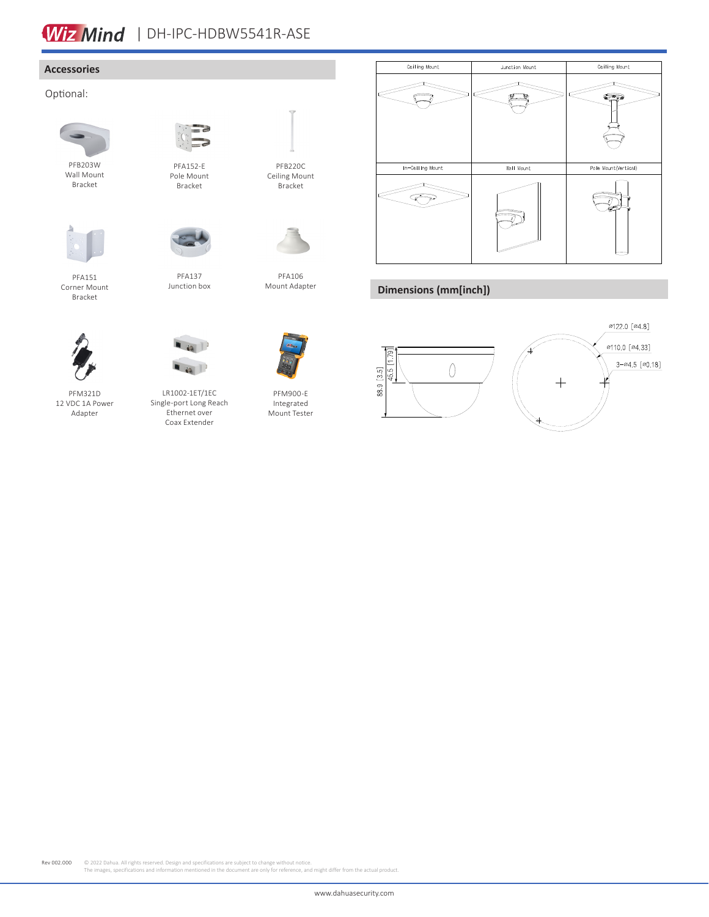## Accessories

Optional:

PFB203W
Wall Mount
Bracket

PFA152-E
Pole Mount
Bracket

PFB220C
Ceiling Mount
Bracket

PFA151
Corner Mount
Bracket

PFA137
Junction box

PFA106
Mount Adapter

PFM321D
12 VDC 1A Power
Adapter

LR1002-1ET/1EC
Single-port Long Reach
Ethernet over
Coax Extender

PFM900-E
Integrated
Mount Tester

| Ceiling Mount | Junction Mount | Ceiling Mount |
|---|---|---|
| | | |
| In-Ceiling Mount | Wall Mount | Pole Mount(Vertical) |
| | | |

## Dimensions (mm[inch])

88.9 [3.5]
45.5 [1.79]
ø122.0 [ø4.8]
ø110.0 [ø4.33]
3–ø4.5 [ø0.18]

Rev 002.000

© 2022 Dahua. All rights reserved. Design and specifications are subject to change without notice.
The images, specifications and information mentioned in the document are only for reference, and might differ from the actual product.